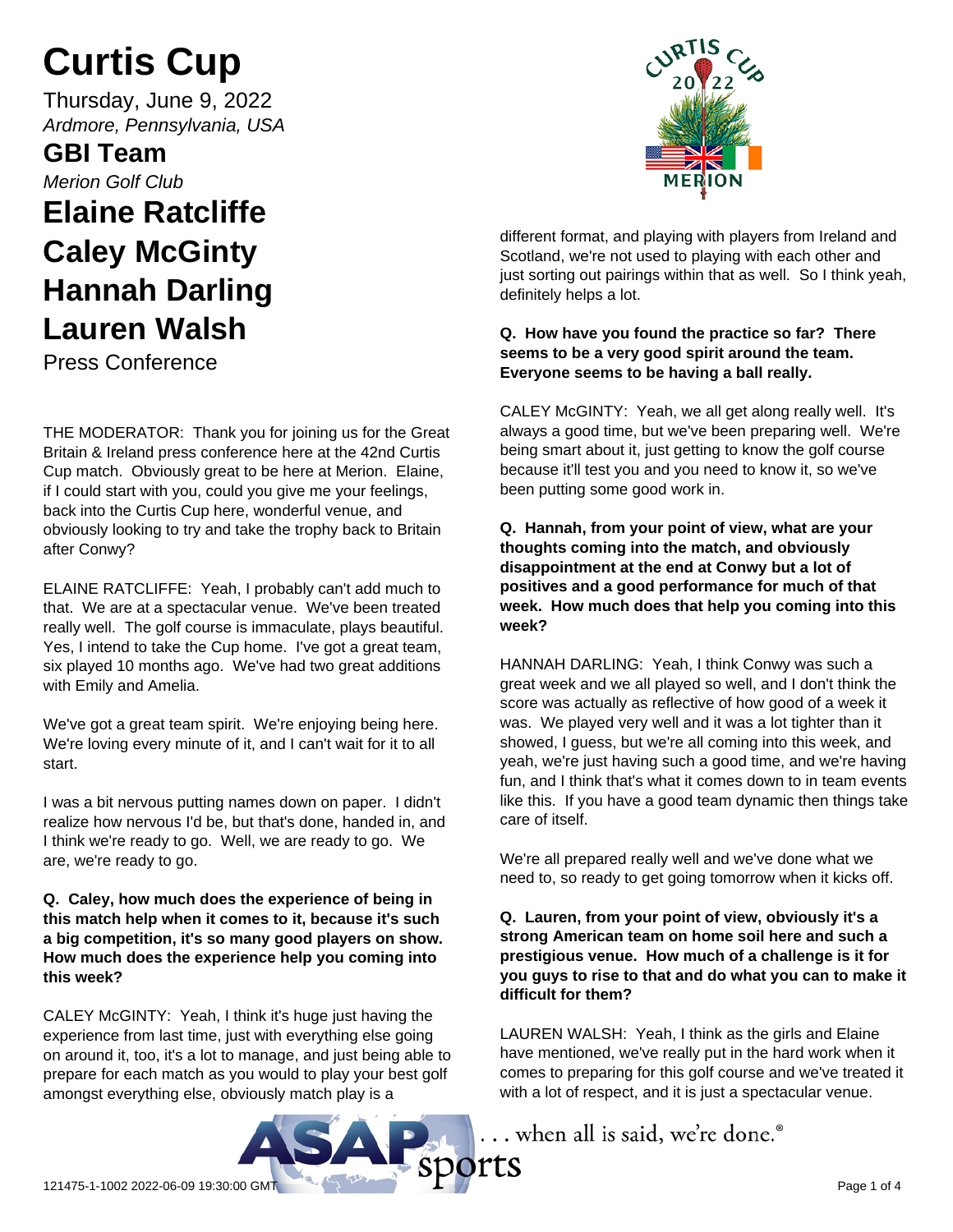# Curtis Cup

Thursday, June 9, 2022

*Ardmore, Pennsylvania, USA*

## GBI Team

*Merion Golf Club*

## Elaine Ratcliffe

## Caley McGinty

## Hannah Darling

## Lauren Walsh

Press Conference

THE MODERATOR: Thank you for joining us for the Great Britain & Ireland press conference here at the 42nd Curtis Cup match. Obviously great to be here at Merion. Elaine, if I could start with you, could you give me your feelings, back into the Curtis Cup here, wonderful venue, and obviously looking to try and take the trophy back to Britain after Conwy?

ELAINE RATCLIFFE: Yeah, I probably can't add much to that. We are at a spectacular venue. We've been treated really well. The golf course is immaculate, plays beautiful. Yes, I intend to take the Cup home. I've got a great team, six played 10 months ago. We've had two great additions with Emily and Amelia.

We've got a great team spirit. We're enjoying being here. We're loving every minute of it, and I can't wait for it to all start.

I was a bit nervous putting names down on paper. I didn't realize how nervous I'd be, but that's done, handed in, and I think we're ready to go. Well, we are ready to go. We are, we're ready to go.

**Q. Caley, how much does the experience of being in this match help when it comes to it, because it's such a big competition, it's so many good players on show. How much does the experience help you coming into this week?**

CALEY McGINTY: Yeah, I think it's huge just having the experience from last time, just with everything else going on around it, too, it's a lot to manage, and just being able to prepare for each match as you would to play your best golf amongst everything else, obviously match play is a different format, and playing with players from Ireland and Scotland, we're not used to playing with each other and just sorting out pairings within that as well. So I think yeah, definitely helps a lot.

**Q. How have you found the practice so far? There seems to be a very good spirit around the team. Everyone seems to be having a ball really.**

CALEY McGINTY: Yeah, we all get along really well. It's always a good time, but we've been preparing well. We're being smart about it, just getting to know the golf course because it'll test you and you need to know it, so we've been putting some good work in.

**Q. Hannah, from your point of view, what are your thoughts coming into the match, and obviously disappointment at the end at Conwy but a lot of positives and a good performance for much of that week. How much does that help you coming into this week?**

HANNAH DARLING: Yeah, I think Conwy was such a great week and we all played so well, and I don't think the score was actually as reflective of how good of a week it was. We played very well and it was a lot tighter than it showed, I guess, but we're all coming into this week, and yeah, we're just having such a good time, and we're having fun, and I think that's what it comes down to in team events like this. If you have a good team dynamic then things take care of itself.

We're all prepared really well and we've done what we need to, so ready to get going tomorrow when it kicks off.

**Q. Lauren, from your point of view, obviously it's a strong American team on home soil here and such a prestigious venue. How much of a challenge is it for you guys to rise to that and do what you can to make it difficult for them?**

LAUREN WALSH: Yeah, I think as the girls and Elaine have mentioned, we've really put in the hard work when it comes to preparing for this golf course and we've treated it with a lot of respect, and it is just a spectacular venue.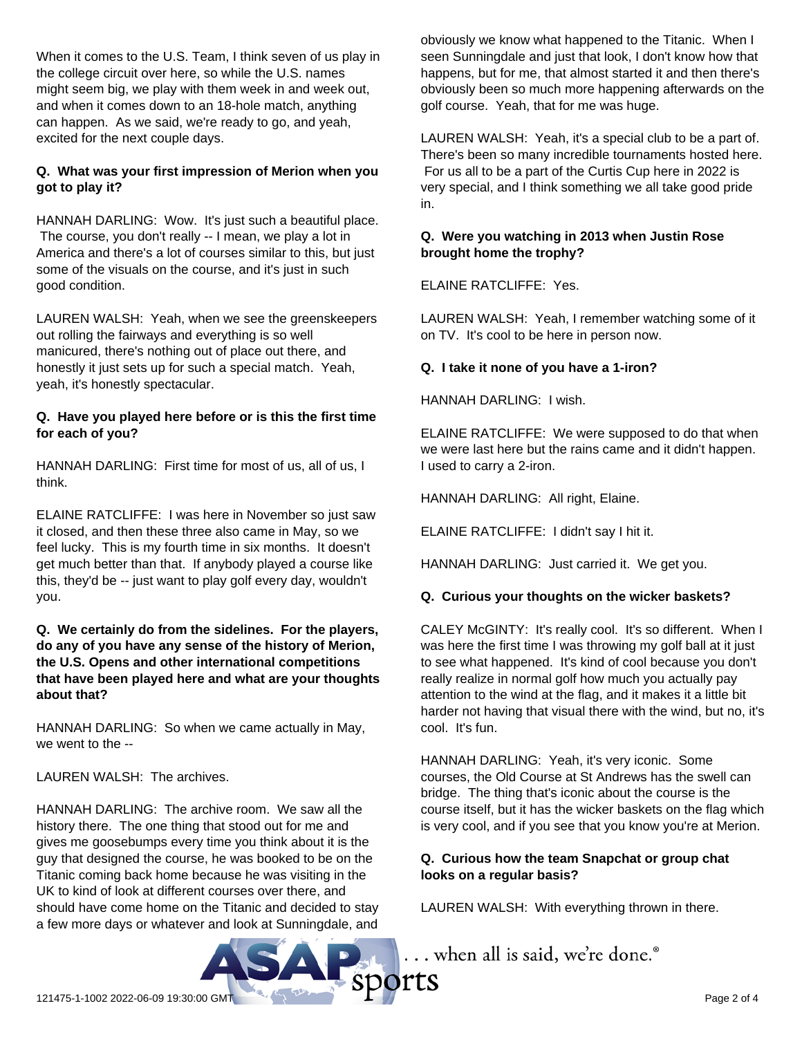When it comes to the U.S. Team, I think seven of us play in the college circuit over here, so while the U.S. names might seem big, we play with them week in and week out, and when it comes down to an 18-hole match, anything can happen. As we said, we're ready to go, and yeah, excited for the next couple days.

**Q. What was your first impression of Merion when you got to play it?**

HANNAH DARLING: Wow. It's just such a beautiful place. The course, you don't really -- I mean, we play a lot in America and there's a lot of courses similar to this, but just some of the visuals on the course, and it's just in such good condition.

LAUREN WALSH: Yeah, when we see the greenskeepers out rolling the fairways and everything is so well manicured, there's nothing out of place out there, and honestly it just sets up for such a special match. Yeah, yeah, it's honestly spectacular.

**Q. Have you played here before or is this the first time for each of you?**

HANNAH DARLING: First time for most of us, all of us, I think.

ELAINE RATCLIFFE: I was here in November so just saw it closed, and then these three also came in May, so we feel lucky. This is my fourth time in six months. It doesn't get much better than that. If anybody played a course like this, they'd be -- just want to play golf every day, wouldn't you.

**Q. We certainly do from the sidelines. For the players, do any of you have any sense of the history of Merion, the U.S. Opens and other international competitions that have been played here and what are your thoughts about that?**

HANNAH DARLING: So when we came actually in May, we went to the --

LAUREN WALSH: The archives.

HANNAH DARLING: The archive room. We saw all the history there. The one thing that stood out for me and gives me goosebumps every time you think about it is the guy that designed the course, he was booked to be on the Titanic coming back home because he was visiting in the UK to kind of look at different courses over there, and should have come home on the Titanic and decided to stay a few more days or whatever and look at Sunningdale, and obviously we know what happened to the Titanic. When I seen Sunningdale and just that look, I don't know how that happens, but for me, that almost started it and then there's obviously been so much more happening afterwards on the golf course. Yeah, that for me was huge.

LAUREN WALSH: Yeah, it's a special club to be a part of. There's been so many incredible tournaments hosted here. For us all to be a part of the Curtis Cup here in 2022 is very special, and I think something we all take good pride in.

**Q. Were you watching in 2013 when Justin Rose brought home the trophy?**

ELAINE RATCLIFFE: Yes.

LAUREN WALSH: Yeah, I remember watching some of it on TV. It's cool to be here in person now.

**Q. I take it none of you have a 1-iron?**

HANNAH DARLING: I wish.

ELAINE RATCLIFFE: We were supposed to do that when we were last here but the rains came and it didn't happen. I used to carry a 2-iron.

HANNAH DARLING: All right, Elaine.

ELAINE RATCLIFFE: I didn't say I hit it.

HANNAH DARLING: Just carried it. We get you.

**Q. Curious your thoughts on the wicker baskets?**

CALEY McGINTY: It's really cool. It's so different. When I was here the first time I was throwing my golf ball at it just to see what happened. It's kind of cool because you don't really realize in normal golf how much you actually pay attention to the wind at the flag, and it makes it a little bit harder not having that visual there with the wind, but no, it's cool. It's fun.

HANNAH DARLING: Yeah, it's very iconic. Some courses, the Old Course at St Andrews has the swell can bridge. The thing that's iconic about the course is the course itself, but it has the wicker baskets on the flag which is very cool, and if you see that you know you're at Merion.

**Q. Curious how the team Snapchat or group chat looks on a regular basis?**

LAUREN WALSH: With everything thrown in there.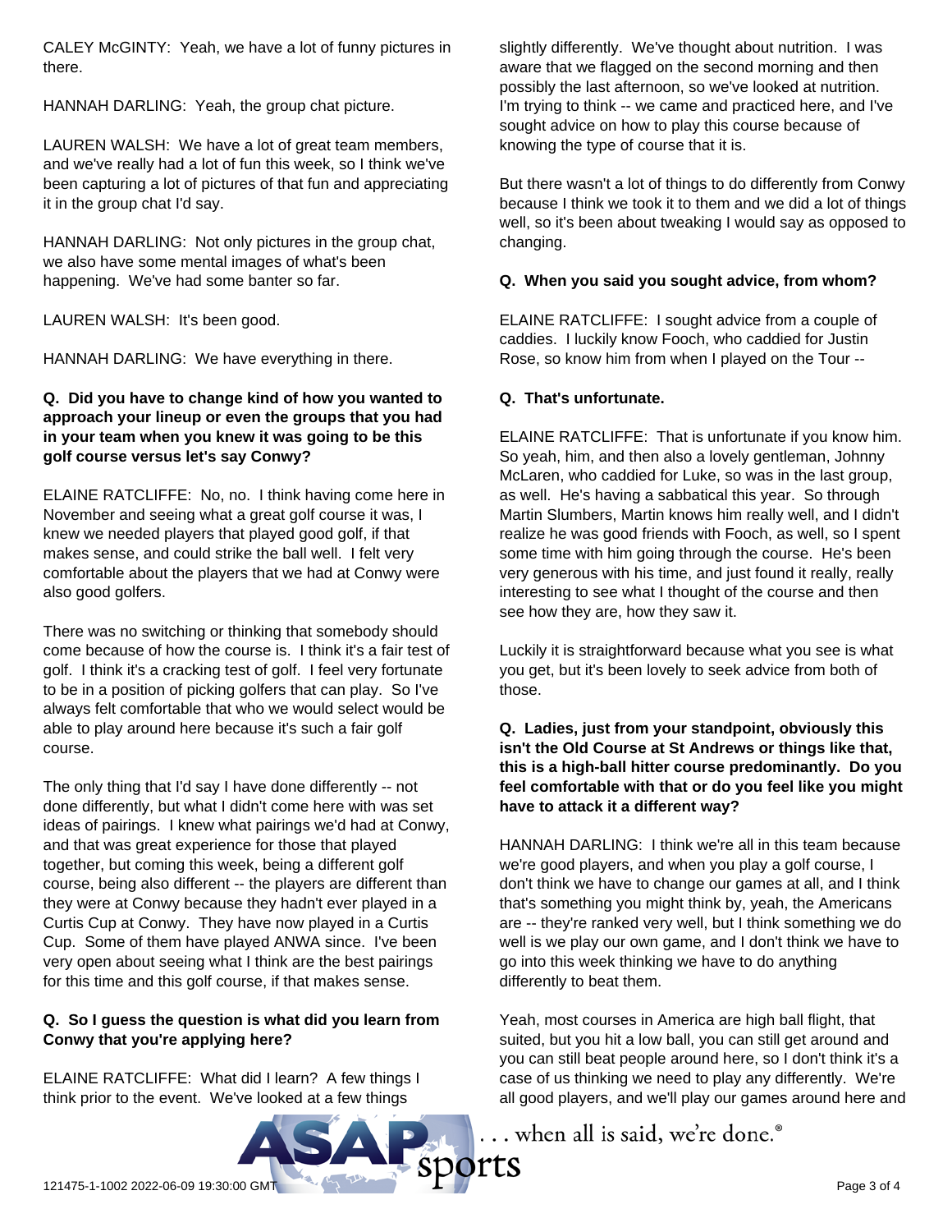CALEY McGINTY: Yeah, we have a lot of funny pictures in there.

HANNAH DARLING: Yeah, the group chat picture.

LAUREN WALSH: We have a lot of great team members, and we've really had a lot of fun this week, so I think we've been capturing a lot of pictures of that fun and appreciating it in the group chat I'd say.

HANNAH DARLING: Not only pictures in the group chat, we also have some mental images of what's been happening. We've had some banter so far.

LAUREN WALSH: It's been good.

HANNAH DARLING: We have everything in there.

**Q. Did you have to change kind of how you wanted to approach your lineup or even the groups that you had in your team when you knew it was going to be this golf course versus let's say Conwy?**

ELAINE RATCLIFFE: No, no. I think having come here in November and seeing what a great golf course it was, I knew we needed players that played good golf, if that makes sense, and could strike the ball well. I felt very comfortable about the players that we had at Conwy were also good golfers.

There was no switching or thinking that somebody should come because of how the course is. I think it's a fair test of golf. I think it's a cracking test of golf. I feel very fortunate to be in a position of picking golfers that can play. So I've always felt comfortable that who we would select would be able to play around here because it's such a fair golf course.

The only thing that I'd say I have done differently -- not done differently, but what I didn't come here with was set ideas of pairings. I knew what pairings we'd had at Conwy, and that was great experience for those that played together, but coming this week, being a different golf course, being also different -- the players are different than they were at Conwy because they hadn't ever played in a Curtis Cup at Conwy. They have now played in a Curtis Cup. Some of them have played ANWA since. I've been very open about seeing what I think are the best pairings for this time and this golf course, if that makes sense.

**Q. So I guess the question is what did you learn from Conwy that you're applying here?**

ELAINE RATCLIFFE: What did I learn? A few things I think prior to the event. We've looked at a few things slightly differently. We've thought about nutrition. I was aware that we flagged on the second morning and then possibly the last afternoon, so we've looked at nutrition. I'm trying to think -- we came and practiced here, and I've sought advice on how to play this course because of knowing the type of course that it is.

But there wasn't a lot of things to do differently from Conwy because I think we took it to them and we did a lot of things well, so it's been about tweaking I would say as opposed to changing.

**Q. When you said you sought advice, from whom?**

ELAINE RATCLIFFE: I sought advice from a couple of caddies. I luckily know Fooch, who caddied for Justin Rose, so know him from when I played on the Tour --

**Q. That's unfortunate.**

ELAINE RATCLIFFE: That is unfortunate if you know him. So yeah, him, and then also a lovely gentleman, Johnny McLaren, who caddied for Luke, so was in the last group, as well. He's having a sabbatical this year. So through Martin Slumbers, Martin knows him really well, and I didn't realize he was good friends with Fooch, as well, so I spent some time with him going through the course. He's been very generous with his time, and just found it really, really interesting to see what I thought of the course and then see how they are, how they saw it.

Luckily it is straightforward because what you see is what you get, but it's been lovely to seek advice from both of those.

**Q. Ladies, just from your standpoint, obviously this isn't the Old Course at St Andrews or things like that, this is a high-ball hitter course predominantly. Do you feel comfortable with that or do you feel like you might have to attack it a different way?**

HANNAH DARLING: I think we're all in this team because we're good players, and when you play a golf course, I don't think we have to change our games at all, and I think that's something you might think by, yeah, the Americans are -- they're ranked very well, but I think something we do well is we play our own game, and I don't think we have to go into this week thinking we have to do anything differently to beat them.

Yeah, most courses in America are high ball flight, that suited, but you hit a low ball, you can still get around and you can still beat people around here, so I don't think it's a case of us thinking we need to play any differently. We're all good players, and we'll play our games around here and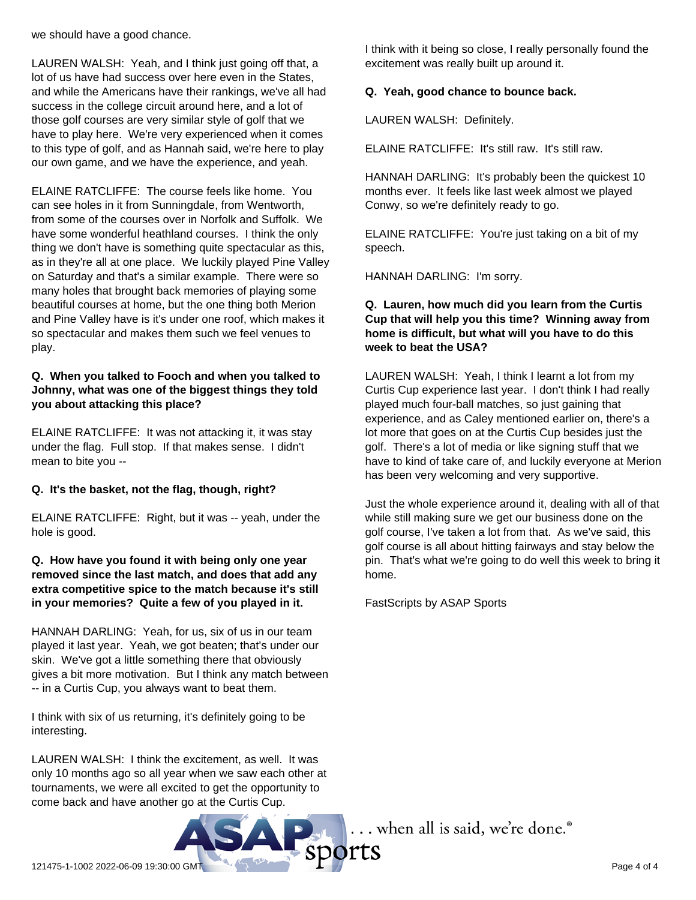we should have a good chance.

LAUREN WALSH: Yeah, and I think just going off that, a lot of us have had success over here even in the States, and while the Americans have their rankings, we've all had success in the college circuit around here, and a lot of those golf courses are very similar style of golf that we have to play here. We're very experienced when it comes to this type of golf, and as Hannah said, we're here to play our own game, and we have the experience, and yeah.

ELAINE RATCLIFFE: The course feels like home. You can see holes in it from Sunningdale, from Wentworth, from some of the courses over in Norfolk and Suffolk. We have some wonderful heathland courses. I think the only thing we don't have is something quite spectacular as this, as in they're all at one place. We luckily played Pine Valley on Saturday and that's a similar example. There were so many holes that brought back memories of playing some beautiful courses at home, but the one thing both Merion and Pine Valley have is it's under one roof, which makes it so spectacular and makes them such we feel venues to play.

**Q. When you talked to Fooch and when you talked to Johnny, what was one of the biggest things they told you about attacking this place?**

ELAINE RATCLIFFE: It was not attacking it, it was stay under the flag. Full stop. If that makes sense. I didn't mean to bite you --

**Q. It's the basket, not the flag, though, right?**

ELAINE RATCLIFFE: Right, but it was -- yeah, under the hole is good.

**Q. How have you found it with being only one year removed since the last match, and does that add any extra competitive spice to the match because it's still in your memories? Quite a few of you played in it.**

HANNAH DARLING: Yeah, for us, six of us in our team played it last year. Yeah, we got beaten; that's under our skin. We've got a little something there that obviously gives a bit more motivation. But I think any match between -- in a Curtis Cup, you always want to beat them.

I think with six of us returning, it's definitely going to be interesting.

LAUREN WALSH: I think the excitement, as well. It was only 10 months ago so all year when we saw each other at tournaments, we were all excited to get the opportunity to come back and have another go at the Curtis Cup.

I think with it being so close, I really personally found the excitement was really built up around it.

**Q. Yeah, good chance to bounce back.**

LAUREN WALSH: Definitely.

ELAINE RATCLIFFE: It's still raw. It's still raw.

HANNAH DARLING: It's probably been the quickest 10 months ever. It feels like last week almost we played Conwy, so we're definitely ready to go.

ELAINE RATCLIFFE: You're just taking on a bit of my speech.

HANNAH DARLING: I'm sorry.

**Q. Lauren, how much did you learn from the Curtis Cup that will help you this time? Winning away from home is difficult, but what will you have to do this week to beat the USA?**

LAUREN WALSH: Yeah, I think I learnt a lot from my Curtis Cup experience last year. I don't think I had really played much four-ball matches, so just gaining that experience, and as Caley mentioned earlier on, there's a lot more that goes on at the Curtis Cup besides just the golf. There's a lot of media or like signing stuff that we have to kind of take care of, and luckily everyone at Merion has been very welcoming and very supportive.

Just the whole experience around it, dealing with all of that while still making sure we get our business done on the golf course, I've taken a lot from that. As we've said, this golf course is all about hitting fairways and stay below the pin. That's what we're going to do well this week to bring it home.

FastScripts by ASAP Sports